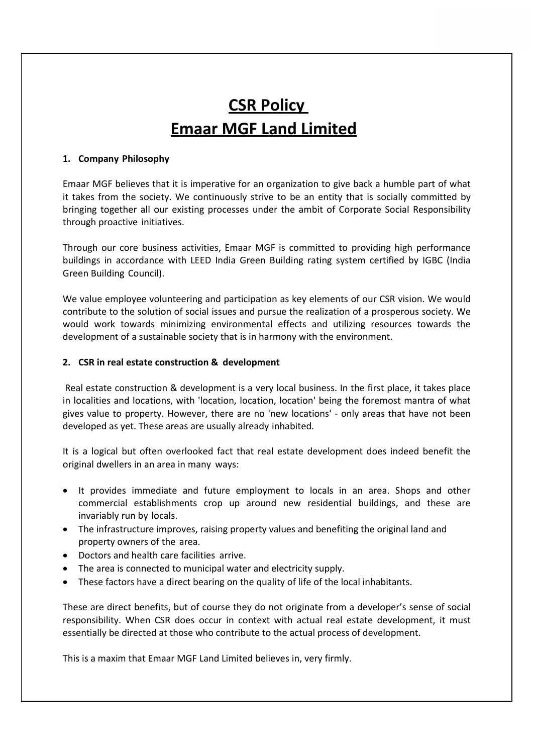# CSR Policy
# Emaar MGF Land Limited

## 1. Company Philosophy

Emaar MGF believes that it is imperative for an organization to give back a humble part of what it takes from the society. We continuously strive to be an entity that is socially committed by bringing together all our existing processes under the ambit of Corporate Social Responsibility through proactive initiatives.

Through our core business activities, Emaar MGF is committed to providing high performance buildings in accordance with LEED India Green Building rating system certified by IGBC (India Green Building Council).

We value employee volunteering and participation as key elements of our CSR vision. We would contribute to the solution of social issues and pursue the realization of a prosperous society. We would work towards minimizing environmental effects and utilizing resources towards the development of a sustainable society that is in harmony with the environment.

## 2. CSR in real estate construction & development

Real estate construction & development is a very local business. In the first place, it takes place in localities and locations, with 'location, location, location' being the foremost mantra of what gives value to property. However, there are no 'new locations' - only areas that have not been developed as yet. These areas are usually already inhabited.

It is a logical but often overlooked fact that real estate development does indeed benefit the original dwellers in an area in many ways:

- It provides immediate and future employment to locals in an area. Shops and other commercial establishments crop up around new residential buildings, and these are invariably run by locals.
- The infrastructure improves, raising property values and benefiting the original land and property owners of the area.
- Doctors and health care facilities arrive.
- The area is connected to municipal water and electricity supply.
- These factors have a direct bearing on the quality of life of the local inhabitants.

These are direct benefits, but of course they do not originate from a developer's sense of social responsibility. When CSR does occur in context with actual real estate development, it must essentially be directed at those who contribute to the actual process of development.

This is a maxim that Emaar MGF Land Limited believes in, very firmly.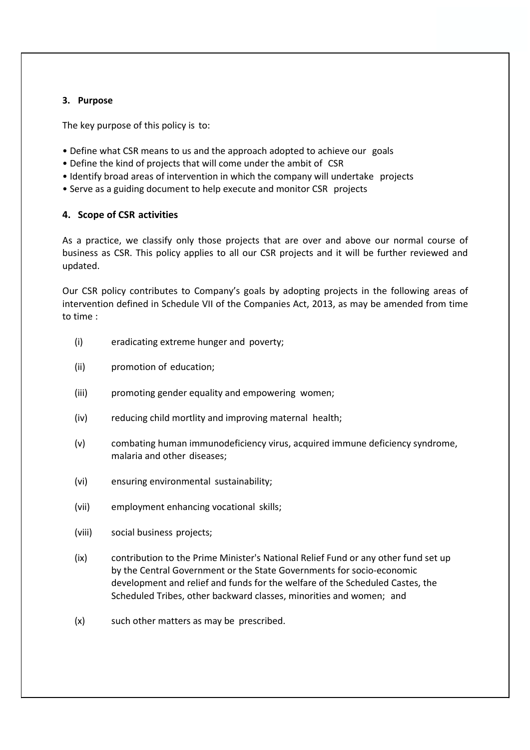## 3. Purpose

The key purpose of this policy is to:

- Define what CSR means to us and the approach adopted to achieve our goals
- Define the kind of projects that will come under the ambit of CSR
- Identify broad areas of intervention in which the company will undertake projects
- Serve as a guiding document to help execute and monitor CSR projects

## 4. Scope of CSR activities

As a practice, we classify only those projects that are over and above our normal course of business as CSR. This policy applies to all our CSR projects and it will be further reviewed and updated.

Our CSR policy contributes to Company's goals by adopting projects in the following areas of intervention defined in Schedule VII of the Companies Act, 2013, as may be amended from time to time :

(i) eradicating extreme hunger and poverty;

(ii) promotion of education;

(iii) promoting gender equality and empowering women;

(iv) reducing child mortlity and improving maternal health;

(v) combating human immunodeficiency virus, acquired immune deficiency syndrome, malaria and other diseases;

(vi) ensuring environmental sustainability;

(vii) employment enhancing vocational skills;

(viii) social business projects;

(ix) contribution to the Prime Minister's National Relief Fund or any other fund set up by the Central Government or the State Governments for socio-economic development and relief and funds for the welfare of the Scheduled Castes, the Scheduled Tribes, other backward classes, minorities and women; and

(x) such other matters as may be prescribed.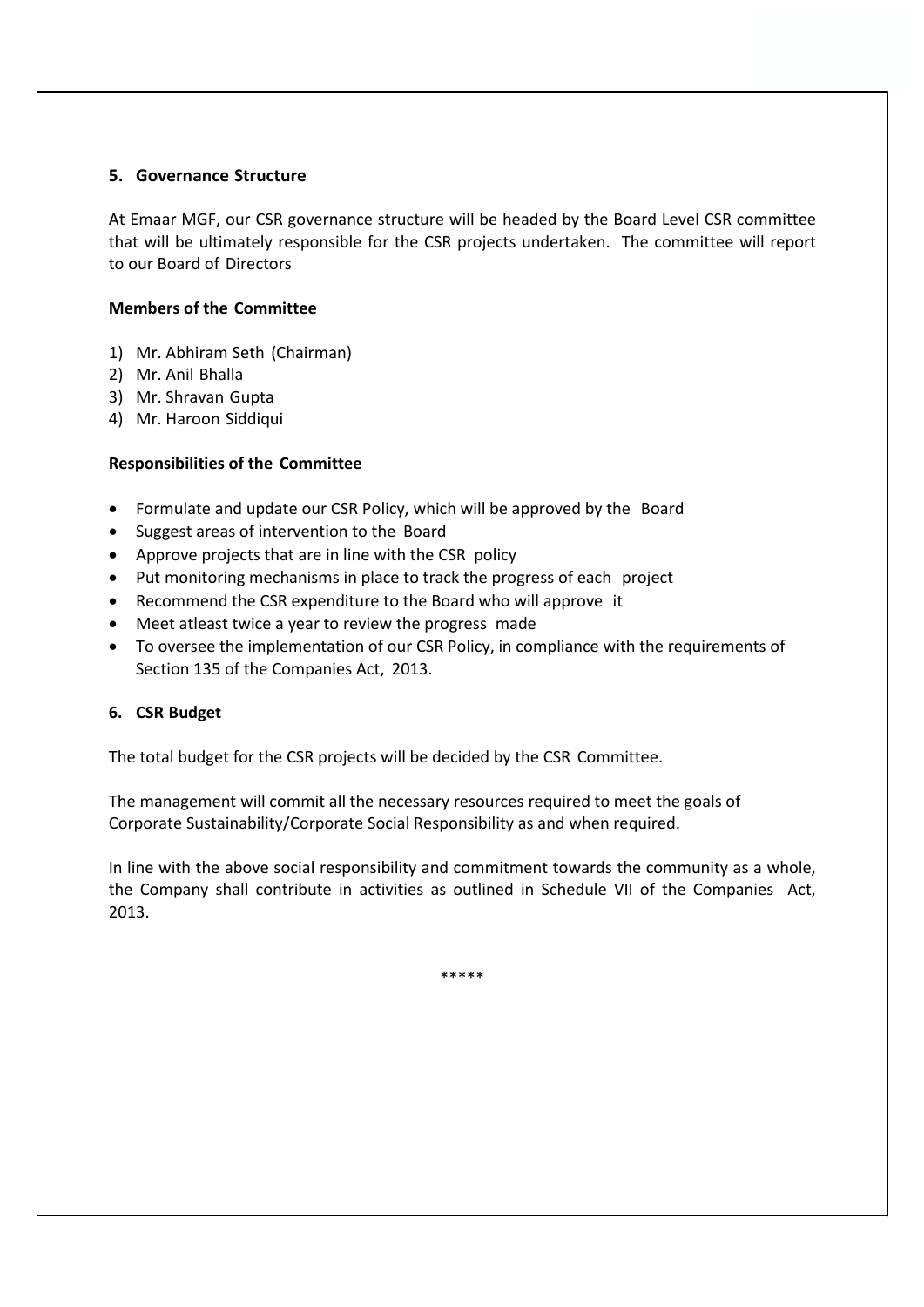## 5. Governance Structure

At Emaar MGF, our CSR governance structure will be headed by the Board Level CSR committee that will be ultimately responsible for the CSR projects undertaken. The committee will report to our Board of Directors

**Members of the Committee**

1) Mr. Abhiram Seth (Chairman)
2) Mr. Anil Bhalla
3) Mr. Shravan Gupta
4) Mr. Haroon Siddiqui

**Responsibilities of the Committee**

- Formulate and update our CSR Policy, which will be approved by the Board
- Suggest areas of intervention to the Board
- Approve projects that are in line with the CSR policy
- Put monitoring mechanisms in place to track the progress of each project
- Recommend the CSR expenditure to the Board who will approve it
- Meet atleast twice a year to review the progress made
- To oversee the implementation of our CSR Policy, in compliance with the requirements of Section 135 of the Companies Act, 2013.

## 6. CSR Budget

The total budget for the CSR projects will be decided by the CSR Committee.

The management will commit all the necessary resources required to meet the goals of Corporate Sustainability/Corporate Social Responsibility as and when required.

In line with the above social responsibility and commitment towards the community as a whole, the Company shall contribute in activities as outlined in Schedule VII of the Companies Act, 2013.

*****